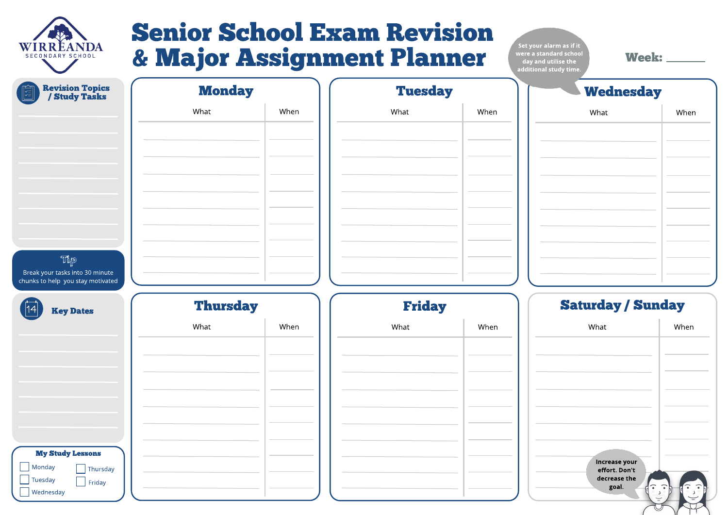WIRREANDA
SECONDARY SCHOOL

# Senior School Exam Revision & Major Assignment Planner

Set your alarm as if it were a standard school day and utilise the additional study time.

**Week:** ________

## Revision Topics / Study Tasks

________
________
________
________
________
________
________
________
________

**Tip**

Break your tasks into 30 minute chunks to help you stay motivated

## Key Dates

________
________
________
________
________
________
________

## My Study Lessons

- [ ] Monday
- [ ] Tuesday
- [ ] Wednesday
- [ ] Thursday
- [ ] Friday

## Monday

| What | When |
|---|---|
| | |
| | |
| | |
| | |
| | |
| | |
| | |
| | |
| | |

## Tuesday

| What | When |
|---|---|
| | |
| | |
| | |
| | |
| | |
| | |
| | |
| | |
| | |

## Wednesday

| What | When |
|---|---|
| | |
| | |
| | |
| | |
| | |
| | |
| | |
| | |
| | |

## Thursday

| What | When |
|---|---|
| | |
| | |
| | |
| | |
| | |
| | |
| | |
| | |
| | |

## Friday

| What | When |
|---|---|
| | |
| | |
| | |
| | |
| | |
| | |
| | |
| | |
| | |

## Saturday / Sunday

| What | When |
|---|---|
| | |
| | |
| | |
| | |
| | |
| | |
| | |
| | |
| | |

Increase your effort. Don't decrease the goal.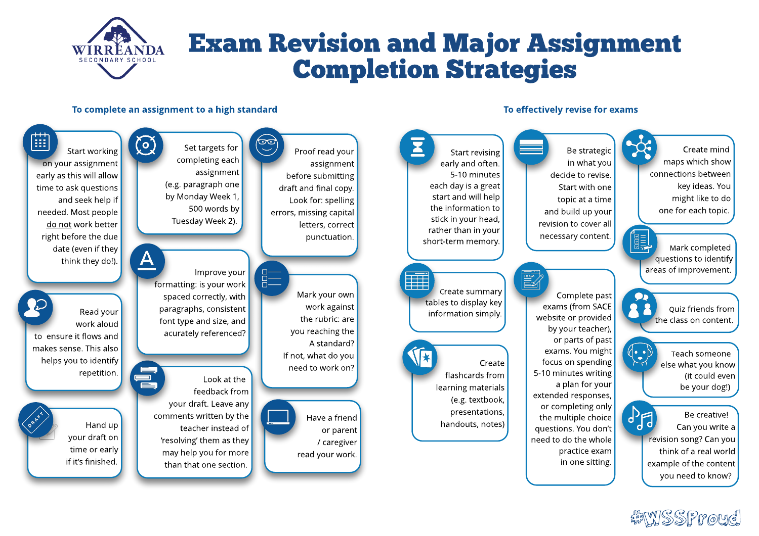# Exam Revision and Major Assignment Completion Strategies

WIRREANDA SECONDARY SCHOOL

## To complete an assignment to a high standard

- Start working on your assignment early as this will allow time to ask questions and seek help if needed. Most people do not work better right before the due date (even if they think they do!).
- Set targets for completing each assignment (e.g. paragraph one by Monday Week 1, 500 words by Tuesday Week 2).
- Proof read your assignment before submitting draft and final copy. Look for: spelling errors, missing capital letters, correct punctuation.
- Improve your formatting: is your work spaced correctly, with paragraphs, consistent font type and size, and acurately referenced?
- Mark your own work against the rubric: are you reaching the A standard? If not, what do you need to work on?
- Read your work aloud to ensure it flows and makes sense. This also helps you to identify repetition.
- Look at the feedback from your draft. Leave any comments written by the teacher instead of 'resolving' them as they may help you for more than that one section.
- Hand up your draft on time or early if it's finished.
- Have a friend or parent / caregiver read your work.

## To effectively revise for exams

- Start revising early and often. 5-10 minutes each day is a great start and will help the information to stick in your head, rather than in your short-term memory.
- Be strategic in what you decide to revise. Start with one topic at a time and build up your revision to cover all necessary content.
- Create mind maps which show connections between key ideas. You might like to do one for each topic.
- Mark completed questions to identify areas of improvement.
- Create summary tables to display key information simply.
- Complete past exams (from SACE website or provided by your teacher), or parts of past exams. You might focus on spending 5-10 minutes writing a plan for your extended responses, or completing only the multiple choice questions. You don't need to do the whole practice exam in one sitting.
- Quiz friends from the class on content.
- Create flashcards from learning materials (e.g. textbook, presentations, handouts, notes)
- Teach someone else what you know (it could even be your dog!)
- Be creative! Can you write a revision song? Can you think of a real world example of the content you need to know?

#WSSProud